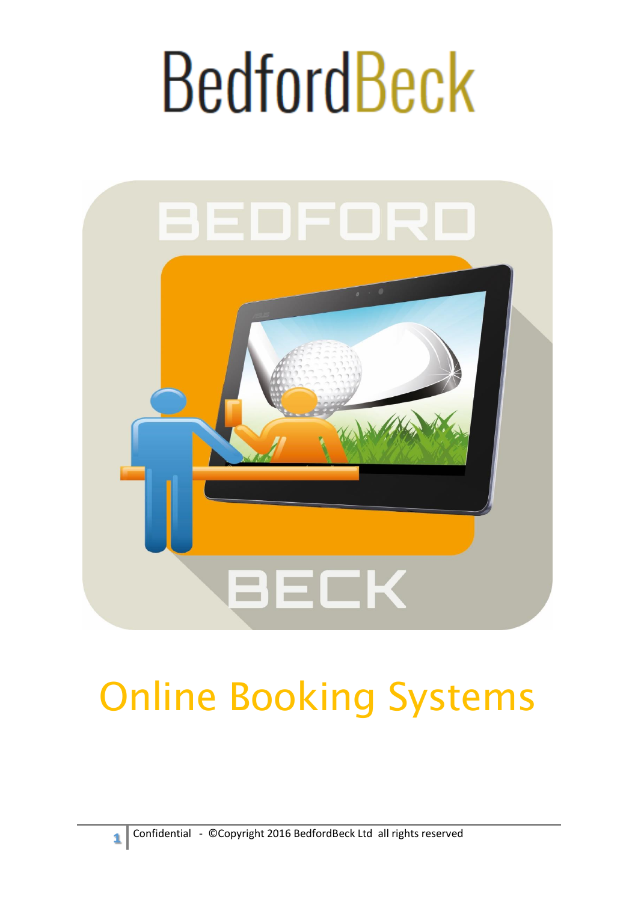# BedfordBeck

## Online Booking Systems

Confidential - ©Copyright 2016 BedfordBeck Ltd all rights reserved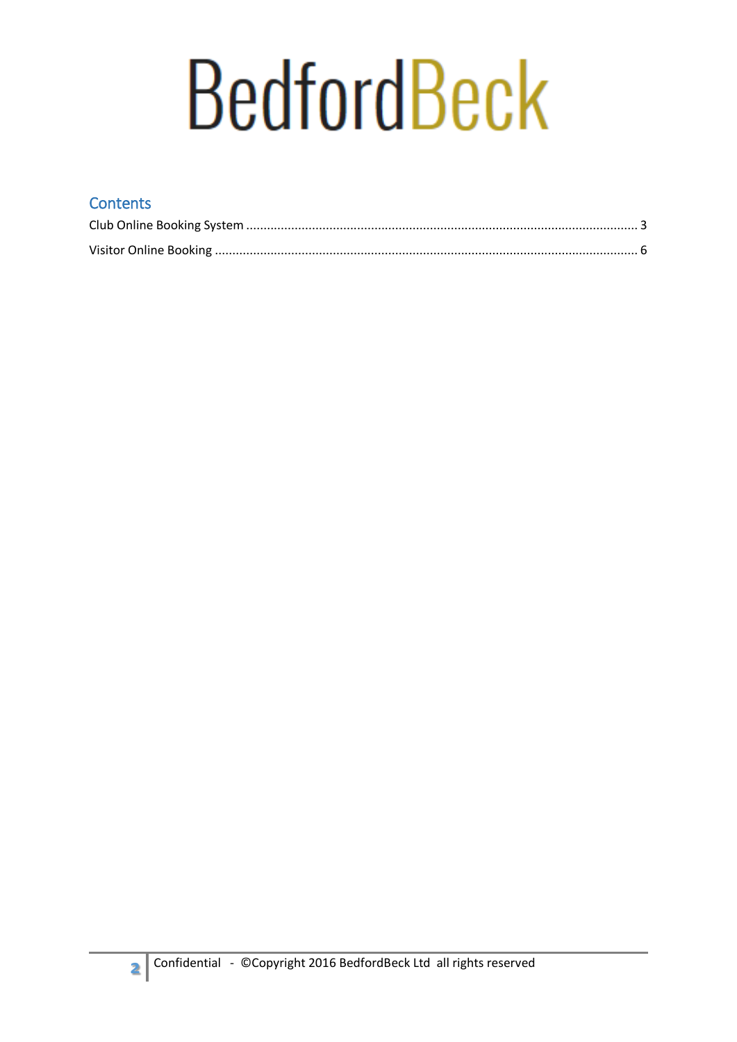# BedfordBeck

## Contents

Club Online Booking System ........................................................................................................... 3

Visitor Online Booking .................................................................................................................... 6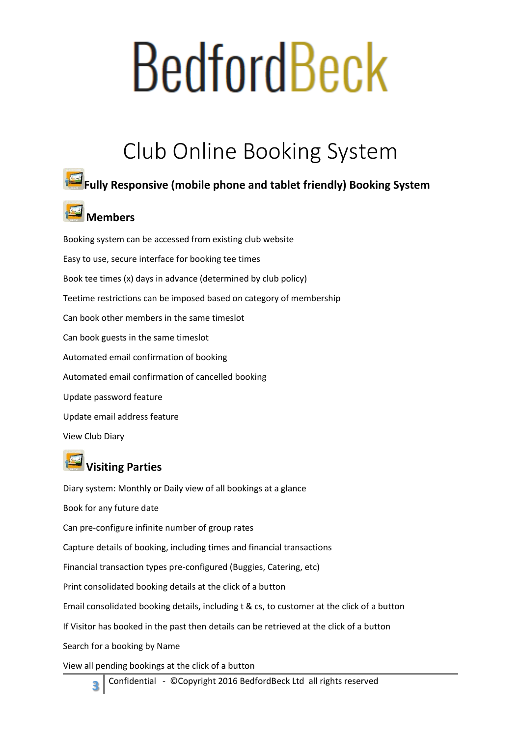# BedfordBeck

## Club Online Booking System

### Fully Responsive (mobile phone and tablet friendly) Booking System

### Members

Booking system can be accessed from existing club website

Easy to use, secure interface for booking tee times

Book tee times (x) days in advance (determined by club policy)

Teetime restrictions can be imposed based on category of membership

Can book other members in the same timeslot

Can book guests in the same timeslot

Automated email confirmation of booking

Automated email confirmation of cancelled booking

Update password feature

Update email address feature

View Club Diary

### Visiting Parties

Diary system: Monthly or Daily view of all bookings at a glance

Book for any future date

Can pre-configure infinite number of group rates

Capture details of booking, including times and financial transactions

Financial transaction types pre-configured (Buggies, Catering, etc)

Print consolidated booking details at the click of a button

Email consolidated booking details, including t & cs, to customer at the click of a button

If Visitor has booked in the past then details can be retrieved at the click of a button

Search for a booking by Name

View all pending bookings at the click of a button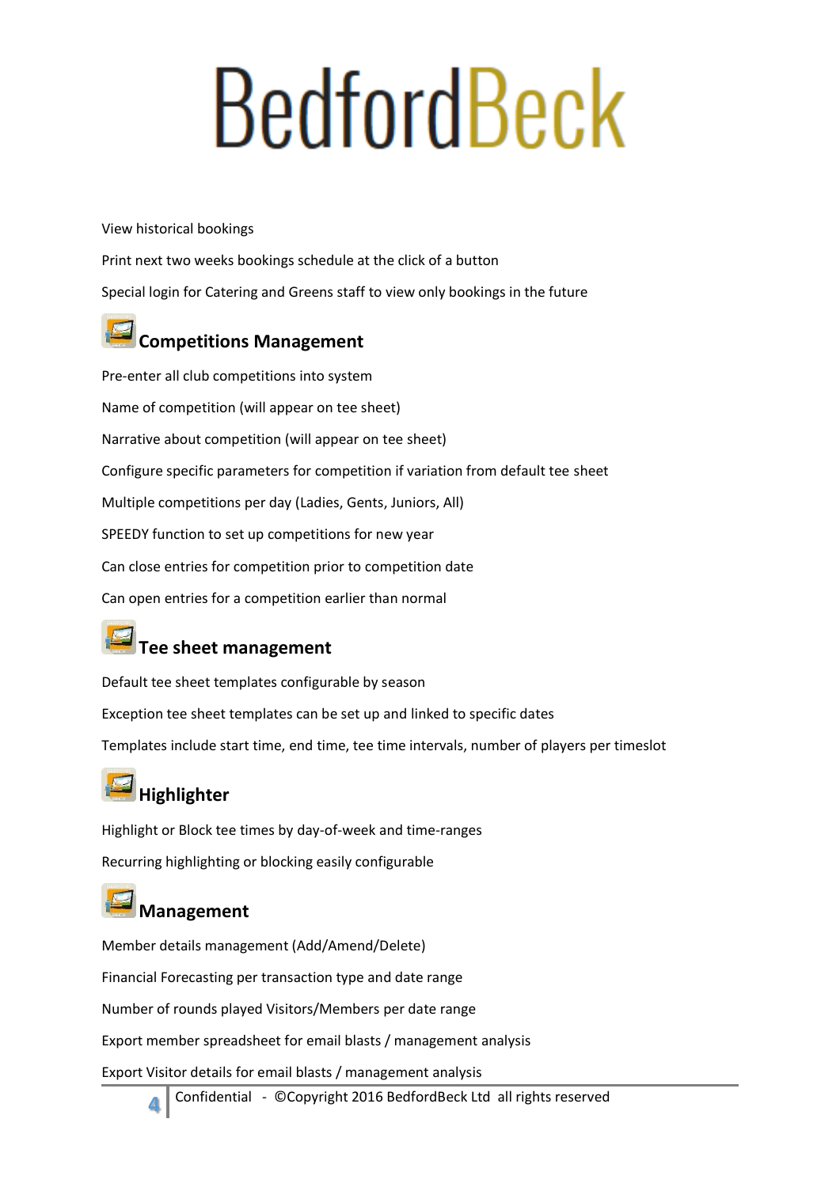View historical bookings

Print next two weeks bookings schedule at the click of a button

Special login for Catering and Greens staff to view only bookings in the future

## Competitions Management

Pre-enter all club competitions into system

Name of competition (will appear on tee sheet)

Narrative about competition (will appear on tee sheet)

Configure specific parameters for competition if variation from default tee sheet

Multiple competitions per day (Ladies, Gents, Juniors, All)

SPEEDY function to set up competitions for new year

Can close entries for competition prior to competition date

Can open entries for a competition earlier than normal

## Tee sheet management

Default tee sheet templates configurable by season

Exception tee sheet templates can be set up and linked to specific dates

Templates include start time, end time, tee time intervals, number of players per timeslot

## Highlighter

Highlight or Block tee times by day-of-week and time-ranges

Recurring highlighting or blocking easily configurable

## Management

Member details management (Add/Amend/Delete)

Financial Forecasting per transaction type and date range

Number of rounds played Visitors/Members per date range

Export member spreadsheet for email blasts / management analysis

Export Visitor details for email blasts / management analysis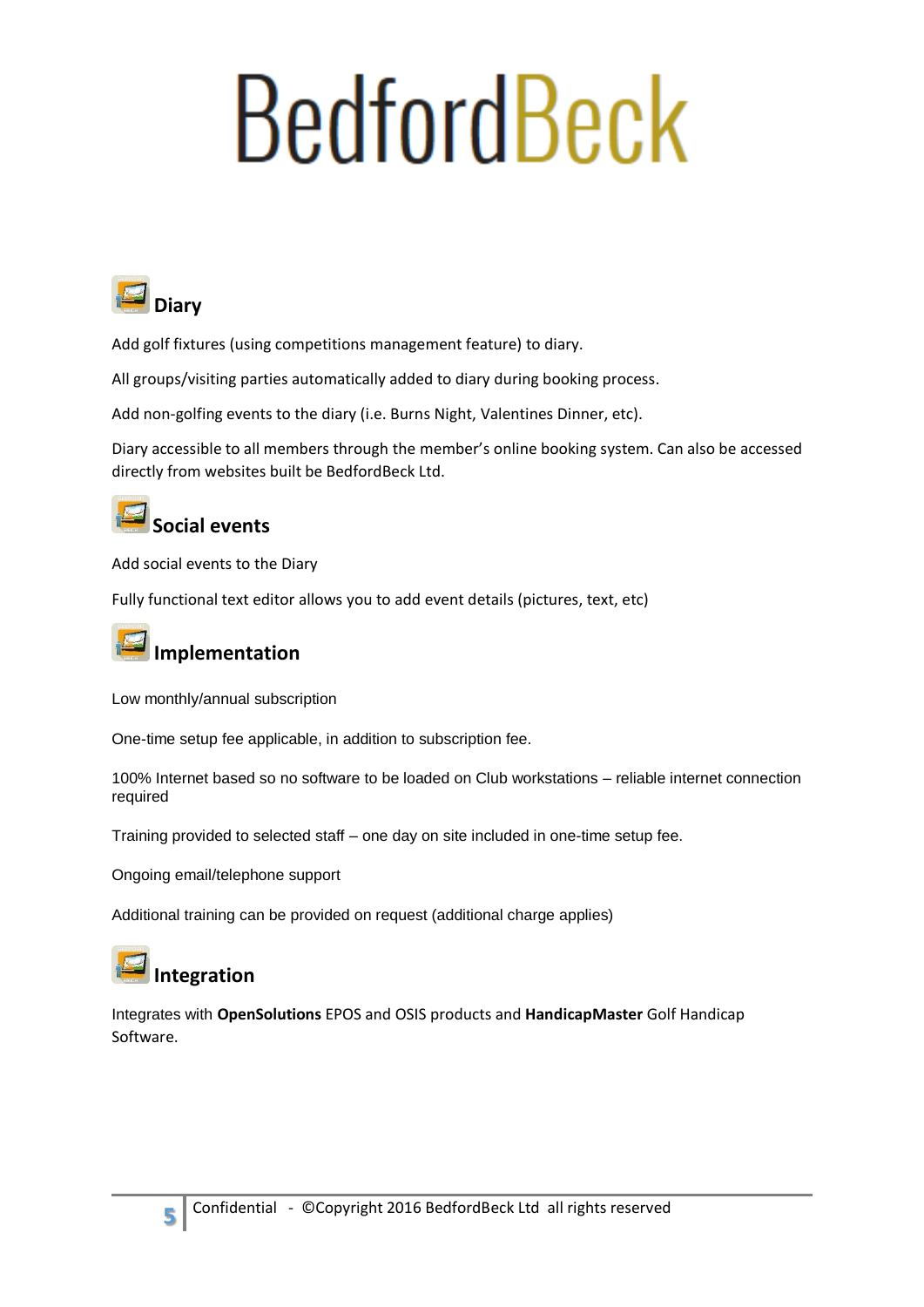# BedfordBeck

## Diary

Add golf fixtures (using competitions management feature) to diary.

All groups/visiting parties automatically added to diary during booking process.

Add non-golfing events to the diary (i.e. Burns Night, Valentines Dinner, etc).

Diary accessible to all members through the member's online booking system. Can also be accessed directly from websites built be BedfordBeck Ltd.

## Social events

Add social events to the Diary

Fully functional text editor allows you to add event details (pictures, text, etc)

## Implementation

Low monthly/annual subscription

One-time setup fee applicable, in addition to subscription fee.

100% Internet based so no software to be loaded on Club workstations – reliable internet connection required

Training provided to selected staff – one day on site included in one-time setup fee.

Ongoing email/telephone support

Additional training can be provided on request (additional charge applies)

## Integration

Integrates with **OpenSolutions** EPOS and OSIS products and **HandicapMaster** Golf Handicap Software.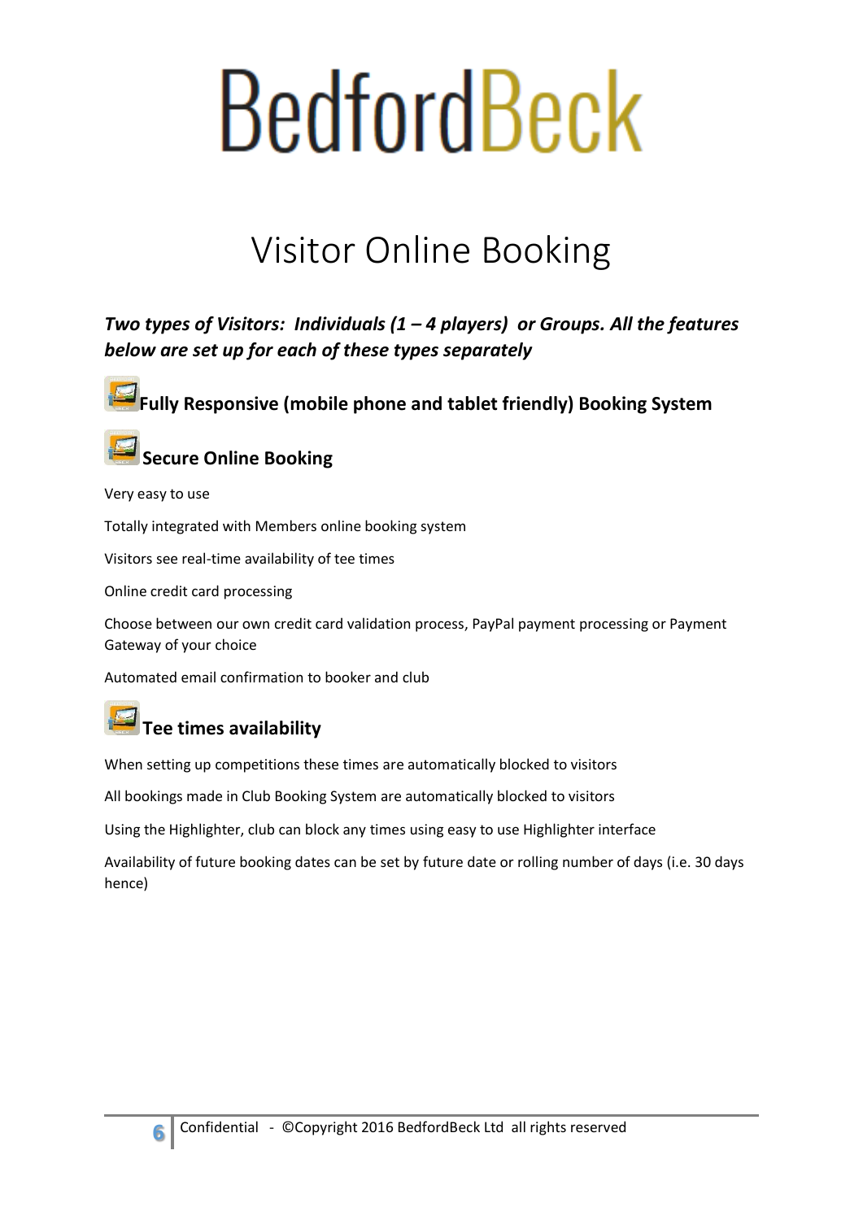# BedfordBeck

# Visitor Online Booking

***Two types of Visitors: Individuals (1 – 4 players) or Groups. All the features below are set up for each of these types separately***

## Fully Responsive (mobile phone and tablet friendly) Booking System

## Secure Online Booking

Very easy to use

Totally integrated with Members online booking system

Visitors see real-time availability of tee times

Online credit card processing

Choose between our own credit card validation process, PayPal payment processing or Payment Gateway of your choice

Automated email confirmation to booker and club

## Tee times availability

When setting up competitions these times are automatically blocked to visitors

All bookings made in Club Booking System are automatically blocked to visitors

Using the Highlighter, club can block any times using easy to use Highlighter interface

Availability of future booking dates can be set by future date or rolling number of days (i.e. 30 days hence)

Confidential - ©Copyright 2016 BedfordBeck Ltd all rights reserved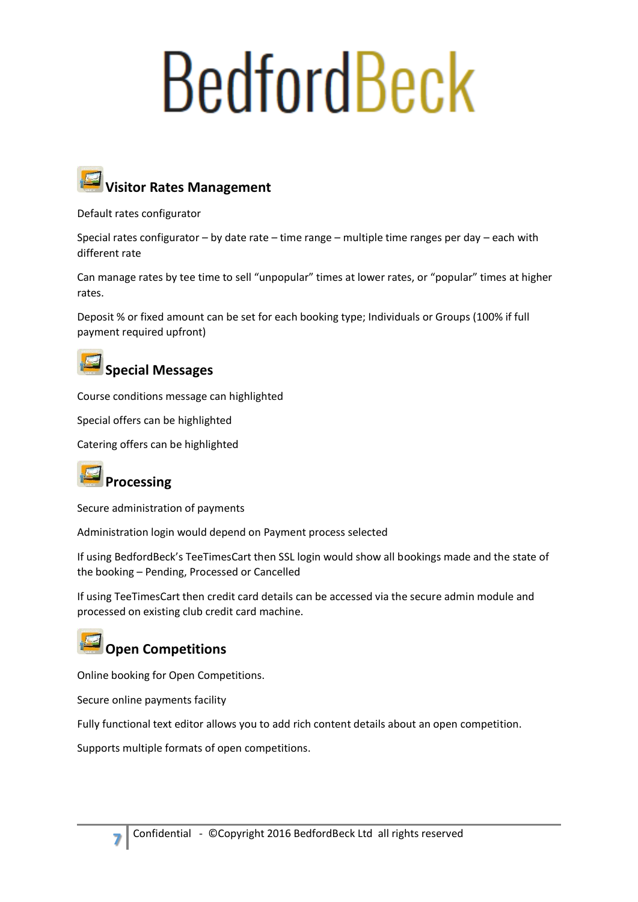# BedfordBeck

## Visitor Rates Management

Default rates configurator

Special rates configurator – by date rate – time range – multiple time ranges per day – each with different rate

Can manage rates by tee time to sell "unpopular" times at lower rates, or "popular" times at higher rates.

Deposit % or fixed amount can be set for each booking type; Individuals or Groups (100% if full payment required upfront)

## Special Messages

Course conditions message can highlighted

Special offers can be highlighted

Catering offers can be highlighted

## Processing

Secure administration of payments

Administration login would depend on Payment process selected

If using BedfordBeck's TeeTimesCart then SSL login would show all bookings made and the state of the booking – Pending, Processed or Cancelled

If using TeeTimesCart then credit card details can be accessed via the secure admin module and processed on existing club credit card machine.

## Open Competitions

Online booking for Open Competitions.

Secure online payments facility

Fully functional text editor allows you to add rich content details about an open competition.

Supports multiple formats of open competitions.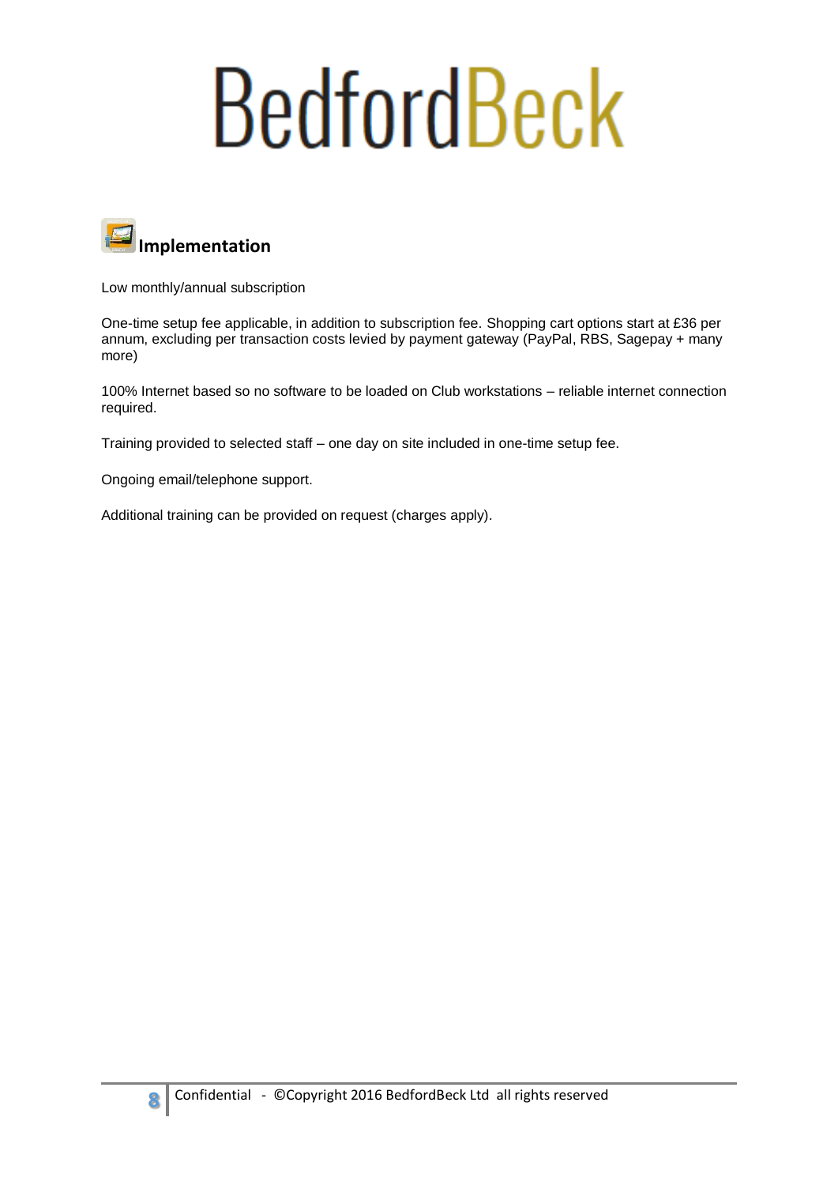# BedfordBeck

## Implementation

Low monthly/annual subscription

One-time setup fee applicable, in addition to subscription fee. Shopping cart options start at £36 per annum, excluding per transaction costs levied by payment gateway (PayPal, RBS, Sagepay + many more)

100% Internet based so no software to be loaded on Club workstations – reliable internet connection required.

Training provided to selected staff – one day on site included in one-time setup fee.

Ongoing email/telephone support.

Additional training can be provided on request (charges apply).